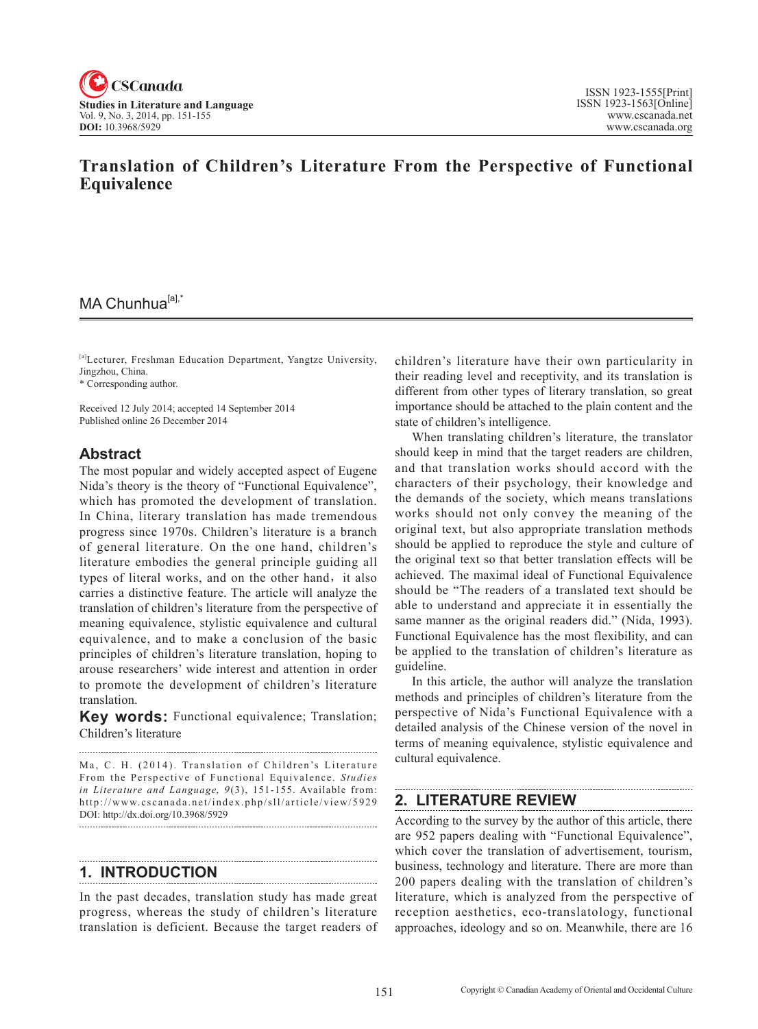# Translation of Children's Literature From the Perspective of Functional Equivalence

MA Chunhua[a],*

[a]Lecturer, Freshman Education Department, Yangtze University, Jingzhou, China.
* Corresponding author.

Received 12 July 2014; accepted 14 September 2014
Published online 26 December 2014

## Abstract

The most popular and widely accepted aspect of Eugene Nida's theory is the theory of "Functional Equivalence", which has promoted the development of translation. In China, literary translation has made tremendous progress since 1970s. Children's literature is a branch of general literature. On the one hand, children's literature embodies the general principle guiding all types of literal works, and on the other hand，it also carries a distinctive feature. The article will analyze the translation of children's literature from the perspective of meaning equivalence, stylistic equivalence and cultural equivalence, and to make a conclusion of the basic principles of children's literature translation, hoping to arouse researchers' wide interest and attention in order to promote the development of children's literature translation.

**Key words:** Functional equivalence; Translation; Children's literature

Ma, C. H. (2014). Translation of Children's Literature From the Perspective of Functional Equivalence. *Studies in Literature and Language, 9*(3), 151-155. Available from: http://www.cscanada.net/index.php/sll/article/view/5929 DOI: http://dx.doi.org/10.3968/5929

## 1. INTRODUCTION

In the past decades, translation study has made great progress, whereas the study of children's literature translation is deficient. Because the target readers of children's literature have their own particularity in their reading level and receptivity, and its translation is different from other types of literary translation, so great importance should be attached to the plain content and the state of children's intelligence.

When translating children's literature, the translator should keep in mind that the target readers are children, and that translation works should accord with the characters of their psychology, their knowledge and the demands of the society, which means translations works should not only convey the meaning of the original text, but also appropriate translation methods should be applied to reproduce the style and culture of the original text so that better translation effects will be achieved. The maximal ideal of Functional Equivalence should be "The readers of a translated text should be able to understand and appreciate it in essentially the same manner as the original readers did." (Nida, 1993). Functional Equivalence has the most flexibility, and can be applied to the translation of children's literature as guideline.

In this article, the author will analyze the translation methods and principles of children's literature from the perspective of Nida's Functional Equivalence with a detailed analysis of the Chinese version of the novel in terms of meaning equivalence, stylistic equivalence and cultural equivalence.

## 2. LITERATURE REVIEW

According to the survey by the author of this article, there are 952 papers dealing with "Functional Equivalence", which cover the translation of advertisement, tourism, business, technology and literature. There are more than 200 papers dealing with the translation of children's literature, which is analyzed from the perspective of reception aesthetics, eco-translatology, functional approaches, ideology and so on. Meanwhile, there are 16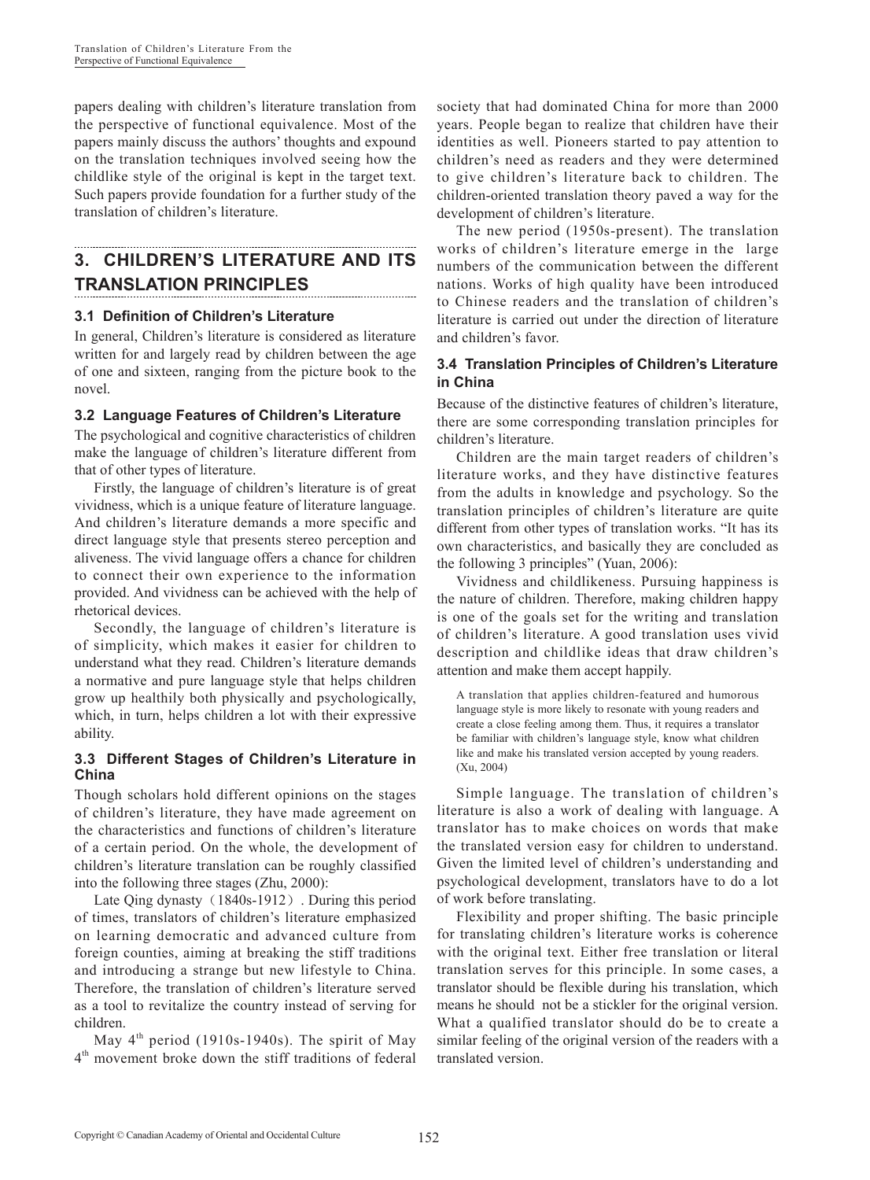papers dealing with children's literature translation from the perspective of functional equivalence. Most of the papers mainly discuss the authors' thoughts and expound on the translation techniques involved seeing how the childlike style of the original is kept in the target text. Such papers provide foundation for a further study of the translation of children's literature.

## 3. CHILDREN'S LITERATURE AND ITS TRANSLATION PRINCIPLES

### 3.1 Definition of Children's Literature

In general, Children's literature is considered as literature written for and largely read by children between the age of one and sixteen, ranging from the picture book to the novel.

### 3.2 Language Features of Children's Literature

The psychological and cognitive characteristics of children make the language of children's literature different from that of other types of literature.

Firstly, the language of children's literature is of great vividness, which is a unique feature of literature language. And children's literature demands a more specific and direct language style that presents stereo perception and aliveness. The vivid language offers a chance for children to connect their own experience to the information provided. And vividness can be achieved with the help of rhetorical devices.

Secondly, the language of children's literature is of simplicity, which makes it easier for children to understand what they read. Children's literature demands a normative and pure language style that helps children grow up healthily both physically and psychologically, which, in turn, helps children a lot with their expressive ability.

### 3.3 Different Stages of Children's Literature in China

Though scholars hold different opinions on the stages of children's literature, they have made agreement on the characteristics and functions of children's literature of a certain period. On the whole, the development of children's literature translation can be roughly classified into the following three stages (Zhu, 2000):

Late Qing dynasty（1840s-1912）. During this period of times, translators of children's literature emphasized on learning democratic and advanced culture from foreign counties, aiming at breaking the stiff traditions and introducing a strange but new lifestyle to China. Therefore, the translation of children's literature served as a tool to revitalize the country instead of serving for children.

May 4th period (1910s-1940s). The spirit of May 4th movement broke down the stiff traditions of federal society that had dominated China for more than 2000 years. People began to realize that children have their identities as well. Pioneers started to pay attention to children's need as readers and they were determined to give children's literature back to children. The children-oriented translation theory paved a way for the development of children's literature.

The new period (1950s-present). The translation works of children's literature emerge in the large numbers of the communication between the different nations. Works of high quality have been introduced to Chinese readers and the translation of children's literature is carried out under the direction of literature and children's favor.

### 3.4 Translation Principles of Children's Literature in China

Because of the distinctive features of children's literature, there are some corresponding translation principles for children's literature.

Children are the main target readers of children's literature works, and they have distinctive features from the adults in knowledge and psychology. So the translation principles of children's literature are quite different from other types of translation works. "It has its own characteristics, and basically they are concluded as the following 3 principles" (Yuan, 2006):

Vividness and childlikeness. Pursuing happiness is the nature of children. Therefore, making children happy is one of the goals set for the writing and translation of children's literature. A good translation uses vivid description and childlike ideas that draw children's attention and make them accept happily.

> A translation that applies children-featured and humorous language style is more likely to resonate with young readers and create a close feeling among them. Thus, it requires a translator be familiar with children's language style, know what children like and make his translated version accepted by young readers. (Xu, 2004)

Simple language. The translation of children's literature is also a work of dealing with language. A translator has to make choices on words that make the translated version easy for children to understand. Given the limited level of children's understanding and psychological development, translators have to do a lot of work before translating.

Flexibility and proper shifting. The basic principle for translating children's literature works is coherence with the original text. Either free translation or literal translation serves for this principle. In some cases, a translator should be flexible during his translation, which means he should not be a stickler for the original version. What a qualified translator should do be to create a similar feeling of the original version of the readers with a translated version.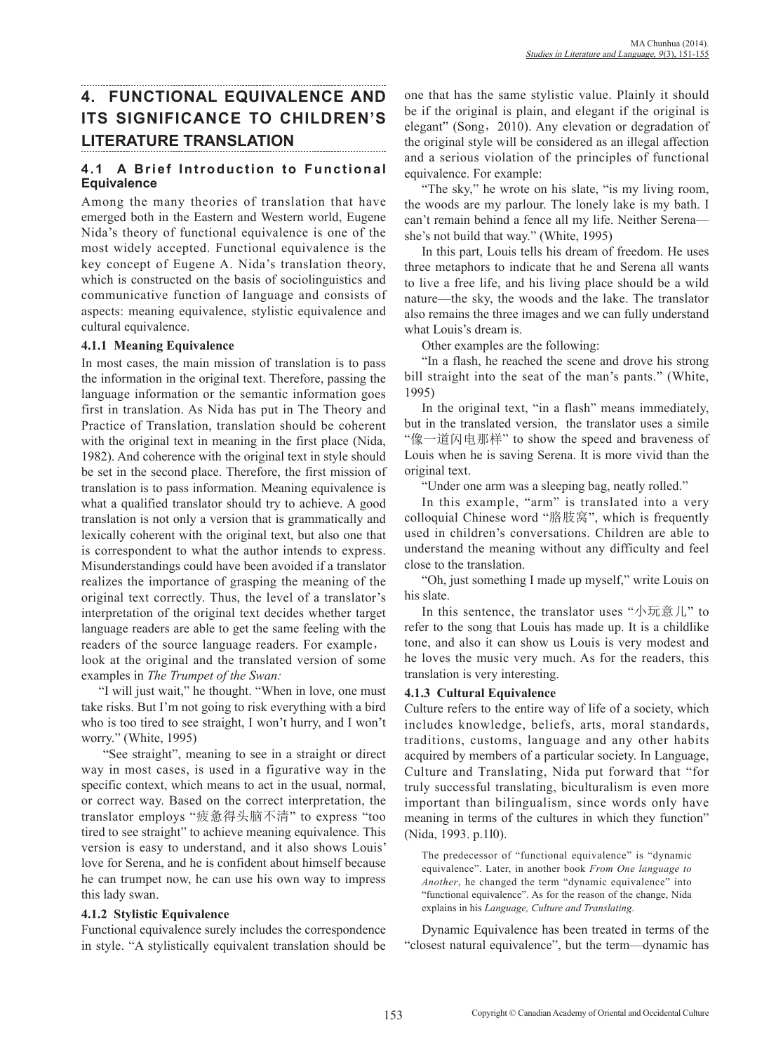## 4. FUNCTIONAL EQUIVALENCE AND ITS SIGNIFICANCE TO CHILDREN'S LITERATURE TRANSLATION

### 4.1 A Brief Introduction to Functional Equivalence

Among the many theories of translation that have emerged both in the Eastern and Western world, Eugene Nida's theory of functional equivalence is one of the most widely accepted. Functional equivalence is the key concept of Eugene A. Nida's translation theory, which is constructed on the basis of sociolinguistics and communicative function of language and consists of aspects: meaning equivalence, stylistic equivalence and cultural equivalence.

#### 4.1.1 Meaning Equivalence

In most cases, the main mission of translation is to pass the information in the original text. Therefore, passing the language information or the semantic information goes first in translation. As Nida has put in The Theory and Practice of Translation, translation should be coherent with the original text in meaning in the first place (Nida, 1982). And coherence with the original text in style should be set in the second place. Therefore, the first mission of translation is to pass information. Meaning equivalence is what a qualified translator should try to achieve. A good translation is not only a version that is grammatically and lexically coherent with the original text, but also one that is correspondent to what the author intends to express. Misunderstandings could have been avoided if a translator realizes the importance of grasping the meaning of the original text correctly. Thus, the level of a translator's interpretation of the original text decides whether target language readers are able to get the same feeling with the readers of the source language readers. For example，look at the original and the translated version of some examples in *The Trumpet of the Swan:*

"I will just wait," he thought. "When in love, one must take risks. But I'm not going to risk everything with a bird who is too tired to see straight, I won't hurry, and I won't worry." (White, 1995)

"See straight", meaning to see in a straight or direct way in most cases, is used in a figurative way in the specific context, which means to act in the usual, normal, or correct way. Based on the correct interpretation, the translator employs "疲惫得头脑不清" to express "too tired to see straight" to achieve meaning equivalence. This version is easy to understand, and it also shows Louis' love for Serena, and he is confident about himself because he can trumpet now, he can use his own way to impress this lady swan.

#### 4.1.2 Stylistic Equivalence

Functional equivalence surely includes the correspondence in style. "A stylistically equivalent translation should be one that has the same stylistic value. Plainly it should be if the original is plain, and elegant if the original is elegant" (Song，2010). Any elevation or degradation of the original style will be considered as an illegal affection and a serious violation of the principles of functional equivalence. For example:

"The sky," he wrote on his slate, "is my living room, the woods are my parlour. The lonely lake is my bath. I can't remain behind a fence all my life. Neither Serena—she's not build that way." (White, 1995)

In this part, Louis tells his dream of freedom. He uses three metaphors to indicate that he and Serena all wants to live a free life, and his living place should be a wild nature—the sky, the woods and the lake. The translator also remains the three images and we can fully understand what Louis's dream is.

Other examples are the following:

"In a flash, he reached the scene and drove his strong bill straight into the seat of the man's pants." (White, 1995)

In the original text, "in a flash" means immediately, but in the translated version, the translator uses a simile "像一道闪电那样" to show the speed and braveness of Louis when he is saving Serena. It is more vivid than the original text.

"Under one arm was a sleeping bag, neatly rolled."

In this example, "arm" is translated into a very colloquial Chinese word "胳肢窝", which is frequently used in children's conversations. Children are able to understand the meaning without any difficulty and feel close to the translation.

"Oh, just something I made up myself," write Louis on his slate.

In this sentence, the translator uses "小玩意儿" to refer to the song that Louis has made up. It is a childlike tone, and also it can show us Louis is very modest and he loves the music very much. As for the readers, this translation is very interesting.

#### 4.1.3 Cultural Equivalence

Culture refers to the entire way of life of a society, which includes knowledge, beliefs, arts, moral standards, traditions, customs, language and any other habits acquired by members of a particular society. In Language, Culture and Translating, Nida put forward that "for truly successful translating, biculturalism is even more important than bilingualism, since words only have meaning in terms of the cultures in which they function" (Nida, 1993. p.110).

The predecessor of "functional equivalence" is "dynamic equivalence". Later, in another book *From One language to Another*, he changed the term "dynamic equivalence" into "functional equivalence". As for the reason of the change, Nida explains in his *Language, Culture and Translating.*

Dynamic Equivalence has been treated in terms of the "closest natural equivalence", but the term—dynamic has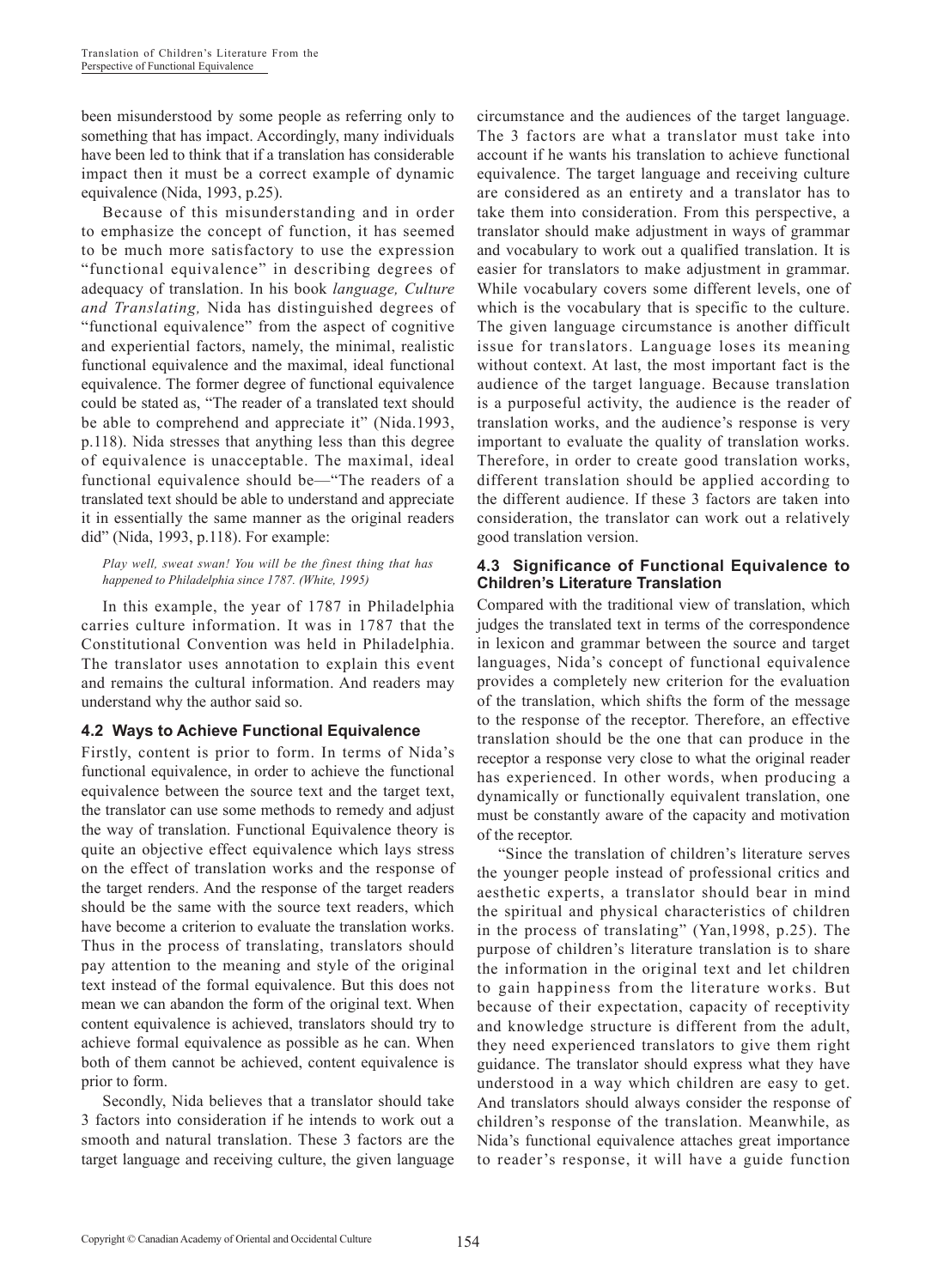been misunderstood by some people as referring only to something that has impact. Accordingly, many individuals have been led to think that if a translation has considerable impact then it must be a correct example of dynamic equivalence (Nida, 1993, p.25).

Because of this misunderstanding and in order to emphasize the concept of function, it has seemed to be much more satisfactory to use the expression "functional equivalence" in describing degrees of adequacy of translation. In his book *language, Culture and Translating,* Nida has distinguished degrees of "functional equivalence" from the aspect of cognitive and experiential factors, namely, the minimal, realistic functional equivalence and the maximal, ideal functional equivalence. The former degree of functional equivalence could be stated as, "The reader of a translated text should be able to comprehend and appreciate it" (Nida.1993, p.118). Nida stresses that anything less than this degree of equivalence is unacceptable. The maximal, ideal functional equivalence should be—"The readers of a translated text should be able to understand and appreciate it in essentially the same manner as the original readers did" (Nida, 1993, p.118). For example:

*Play well, sweat swan! You will be the finest thing that has happened to Philadelphia since 1787. (White, 1995)*

In this example, the year of 1787 in Philadelphia carries culture information. It was in 1787 that the Constitutional Convention was held in Philadelphia. The translator uses annotation to explain this event and remains the cultural information. And readers may understand why the author said so.

### 4.2 Ways to Achieve Functional Equivalence

Firstly, content is prior to form. In terms of Nida's functional equivalence, in order to achieve the functional equivalence between the source text and the target text, the translator can use some methods to remedy and adjust the way of translation. Functional Equivalence theory is quite an objective effect equivalence which lays stress on the effect of translation works and the response of the target renders. And the response of the target readers should be the same with the source text readers, which have become a criterion to evaluate the translation works. Thus in the process of translating, translators should pay attention to the meaning and style of the original text instead of the formal equivalence. But this does not mean we can abandon the form of the original text. When content equivalence is achieved, translators should try to achieve formal equivalence as possible as he can. When both of them cannot be achieved, content equivalence is prior to form.

Secondly, Nida believes that a translator should take 3 factors into consideration if he intends to work out a smooth and natural translation. These 3 factors are the target language and receiving culture, the given language circumstance and the audiences of the target language. The 3 factors are what a translator must take into account if he wants his translation to achieve functional equivalence. The target language and receiving culture are considered as an entirety and a translator has to take them into consideration. From this perspective, a translator should make adjustment in ways of grammar and vocabulary to work out a qualified translation. It is easier for translators to make adjustment in grammar. While vocabulary covers some different levels, one of which is the vocabulary that is specific to the culture. The given language circumstance is another difficult issue for translators. Language loses its meaning without context. At last, the most important fact is the audience of the target language. Because translation is a purposeful activity, the audience is the reader of translation works, and the audience's response is very important to evaluate the quality of translation works. Therefore, in order to create good translation works, different translation should be applied according to the different audience. If these 3 factors are taken into consideration, the translator can work out a relatively good translation version.

### 4.3 Significance of Functional Equivalence to Children's Literature Translation

Compared with the traditional view of translation, which judges the translated text in terms of the correspondence in lexicon and grammar between the source and target languages, Nida's concept of functional equivalence provides a completely new criterion for the evaluation of the translation, which shifts the form of the message to the response of the receptor. Therefore, an effective translation should be the one that can produce in the receptor a response very close to what the original reader has experienced. In other words, when producing a dynamically or functionally equivalent translation, one must be constantly aware of the capacity and motivation of the receptor.

"Since the translation of children's literature serves the younger people instead of professional critics and aesthetic experts, a translator should bear in mind the spiritual and physical characteristics of children in the process of translating" (Yan,1998, p.25). The purpose of children's literature translation is to share the information in the original text and let children to gain happiness from the literature works. But because of their expectation, capacity of receptivity and knowledge structure is different from the adult, they need experienced translators to give them right guidance. The translator should express what they have understood in a way which children are easy to get. And translators should always consider the response of children's response of the translation. Meanwhile, as Nida's functional equivalence attaches great importance to reader's response, it will have a guide function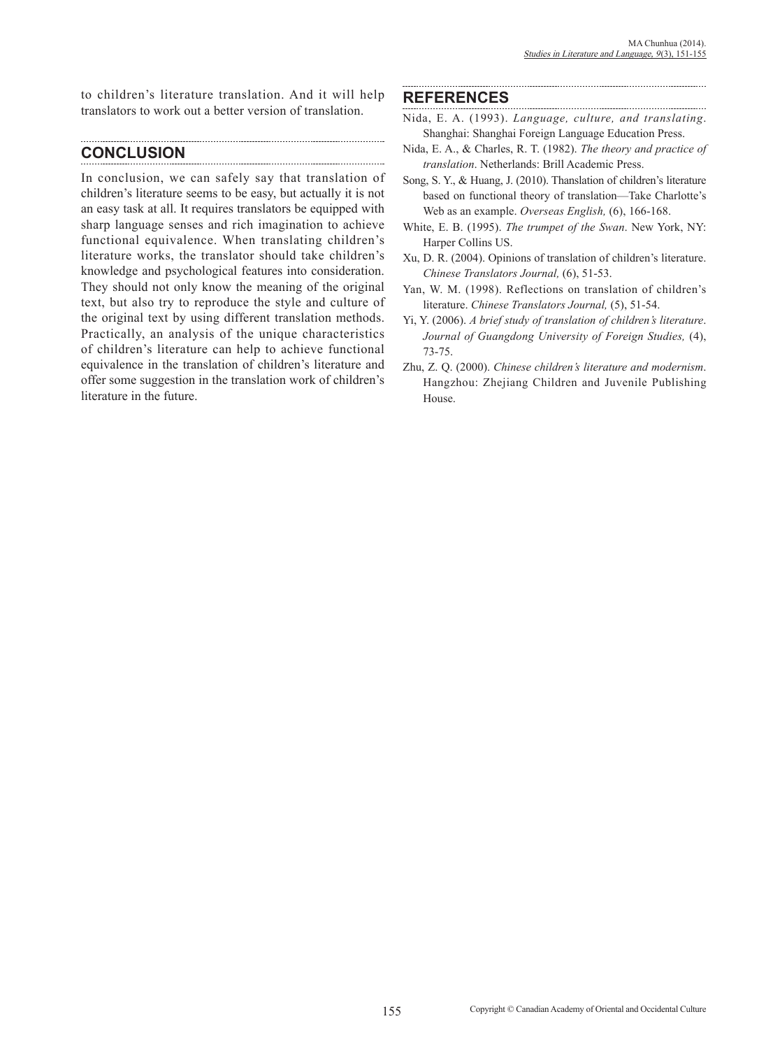to children's literature translation. And it will help translators to work out a better version of translation.

## CONCLUSION

In conclusion, we can safely say that translation of children's literature seems to be easy, but actually it is not an easy task at all. It requires translators be equipped with sharp language senses and rich imagination to achieve functional equivalence. When translating children's literature works, the translator should take children's knowledge and psychological features into consideration. They should not only know the meaning of the original text, but also try to reproduce the style and culture of the original text by using different translation methods. Practically, an analysis of the unique characteristics of children's literature can help to achieve functional equivalence in the translation of children's literature and offer some suggestion in the translation work of children's literature in the future.

## REFERENCES

Nida, E. A. (1993). *Language, culture, and translating*. Shanghai: Shanghai Foreign Language Education Press.

Nida, E. A., & Charles, R. T. (1982). *The theory and practice of translation*. Netherlands: Brill Academic Press.

Song, S. Y., & Huang, J. (2010). Thanslation of children's literature based on functional theory of translation—Take Charlotte's Web as an example. *Overseas English,* (6), 166-168.

White, E. B. (1995). *The trumpet of the Swan*. New York, NY: Harper Collins US.

Xu, D. R. (2004). Opinions of translation of children's literature. *Chinese Translators Journal,* (6), 51-53.

Yan, W. M. (1998). Reflections on translation of children's literature. *Chinese Translators Journal,* (5), 51-54.

Yi, Y. (2006). *A brief study of translation of children's literature*. *Journal of Guangdong University of Foreign Studies,* (4), 73-75.

Zhu, Z. Q. (2000). *Chinese children's literature and modernism*. Hangzhou: Zhejiang Children and Juvenile Publishing House.